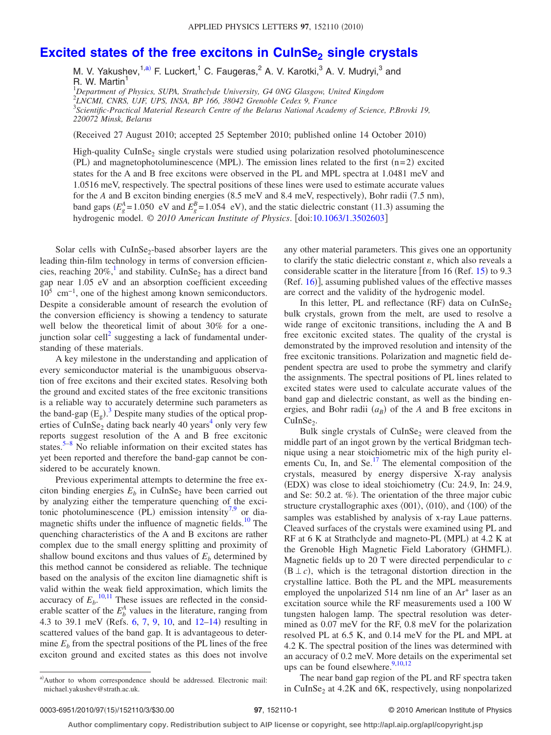# Excited states of the free excitons in $CuInSe_2$ single crystals

M. V. Yakushev,[1,a] F. Luckert,[1] C. Faugeras,[2] A. V. Karotki,[3] A. V. Mudryi,[3] and R. W. Martin[1]

[1]*Department of Physics, SUPA, Strathclyde University, G4 0NG Glasgow, United Kingdom*
[2]*LNCMI, CNRS, UJF, UPS, INSA, BP 166, 38042 Grenoble Cedex 9, France*
[3]*Scientific-Practical Material Research Centre of the Belarus National Academy of Science, P.Brovki 19, 220072 Minsk, Belarus*

(Received 27 August 2010; accepted 25 September 2010; published online 14 October 2010)

High-quality $CuInSe_2$ single crystals were studied using polarization resolved photoluminescence (PL) and magnetophotoluminescence (MPL). The emission lines related to the first (n=2) excited states for the A and B free excitons were observed in the PL and MPL spectra at 1.0481 meV and 1.0516 meV, respectively. The spectral positions of these lines were used to estimate accurate values for the *A* and B exciton binding energies (8.5 meV and 8.4 meV, respectively), Bohr radii (7.5 nm), band gaps ($E_g^A = 1.050$ eV and $E_g^B = 1.054$ eV), and the static dielectric constant (11.3) assuming the hydrogenic model. © *2010 American Institute of Physics*. [doi:10.1063/1.3502603]

Solar cells with $CuInSe_2$-based absorber layers are the leading thin-film technology in terms of conversion efficiencies, reaching 20%,[1] and stability. $CuInSe_2$ has a direct band gap near 1.05 eV and an absorption coefficient exceeding $10^5$ $cm^{-1}$, one of the highest among known semiconductors. Despite a considerable amount of research the evolution of the conversion efficiency is showing a tendency to saturate well below the theoretical limit of about 30% for a one-junction solar cell[2] suggesting a lack of fundamental understanding of these materials.

A key milestone in the understanding and application of every semiconductor material is the unambiguous observation of free excitons and their excited states. Resolving both the ground and excited states of the free excitonic transitions is a reliable way to accurately determine such parameters as the band-gap ($E_g$).[3] Despite many studies of the optical properties of $CuInSe_2$ dating back nearly 40 years[4] only very few reports suggest resolution of the A and B free excitonic states.[5–8] No reliable information on their excited states has yet been reported and therefore the band-gap cannot be considered to be accurately known.

Previous experimental attempts to determine the free exciton binding energies $E_b$ in $CuInSe_2$ have been carried out by analyzing either the temperature quenching of the excitonic photoluminescence (PL) emission intensity[7,9] or diamagnetic shifts under the influence of magnetic fields.[10] The quenching characteristics of the A and B excitons are rather complex due to the small energy splitting and proximity of shallow bound excitons and thus values of $E_b$ determined by this method cannot be considered as reliable. The technique based on the analysis of the exciton line diamagnetic shift is valid within the weak field approximation, which limits the accuracy of $E_b$.[10,11] These issues are reflected in the considerable scatter of the $E_b^A$ values in the literature, ranging from 4.3 to 39.1 meV (Refs. 6, 7, 9, 10, and 12–14) resulting in scattered values of the band gap. It is advantageous to determine $E_b$ from the spectral positions of the PL lines of the free exciton ground and excited states as this does not involve any other material parameters. This gives one an opportunity to clarify the static dielectric constant $\varepsilon$, which also reveals a considerable scatter in the literature [from 16 (Ref. 15) to 9.3 (Ref. 16)], assuming published values of the effective masses are correct and the validity of the hydrogenic model.

In this letter, PL and reflectance (RF) data on $CuInSe_2$ bulk crystals, grown from the melt, are used to resolve a wide range of excitonic transitions, including the A and B free excitonic excited states. The quality of the crystal is demonstrated by the improved resolution and intensity of the free excitonic transitions. Polarization and magnetic field dependent spectra are used to probe the symmetry and clarify the assignments. The spectral positions of PL lines related to excited states were used to calculate accurate values of the band gap and dielectric constant, as well as the binding energies, and Bohr radii ($a_B$) of the *A* and B free excitons in $CuInSe_2$.

Bulk single crystals of $CuInSe_2$ were cleaved from the middle part of an ingot grown by the vertical Bridgman technique using a near stoichiometric mix of the high purity elements Cu, In, and Se.[17] The elemental composition of the crystals, measured by energy dispersive X-ray analysis (EDX) was close to ideal stoichiometry (Cu: 24.9, In: 24.9, and Se: 50.2 at. %). The orientation of the three major cubic structure crystallographic axes ⟨001⟩, ⟨010⟩, and ⟨100⟩ of the samples was established by analysis of x-ray Laue patterns. Cleaved surfaces of the crystals were examined using PL and RF at 6 K at Strathclyde and magneto-PL (MPL) at 4.2 K at the Grenoble High Magnetic Field Laboratory (GHMFL). Magnetic fields up to 20 T were directed perpendicular to *c* ($B \perp c$), which is the tetragonal distortion direction in the crystalline lattice. Both the PL and the MPL measurements employed the unpolarized 514 nm line of an $Ar^+$ laser as an excitation source while the RF measurements used a 100 W tungsten halogen lamp. The spectral resolution was determined as 0.07 meV for the RF, 0.8 meV for the polarization resolved PL at 6.5 K, and 0.14 meV for the PL and MPL at 4.2 K. The spectral position of the lines was determined with an accuracy of 0.2 meV. More details on the experimental set ups can be found elsewhere.[9,10,12]

The near band gap region of the PL and RF spectra taken in $CuInSe_2$ at 4.2K and 6K, respectively, using nonpolarized

[a]Author to whom correspondence should be addressed. Electronic mail: michael.yakushev@strath.ac.uk.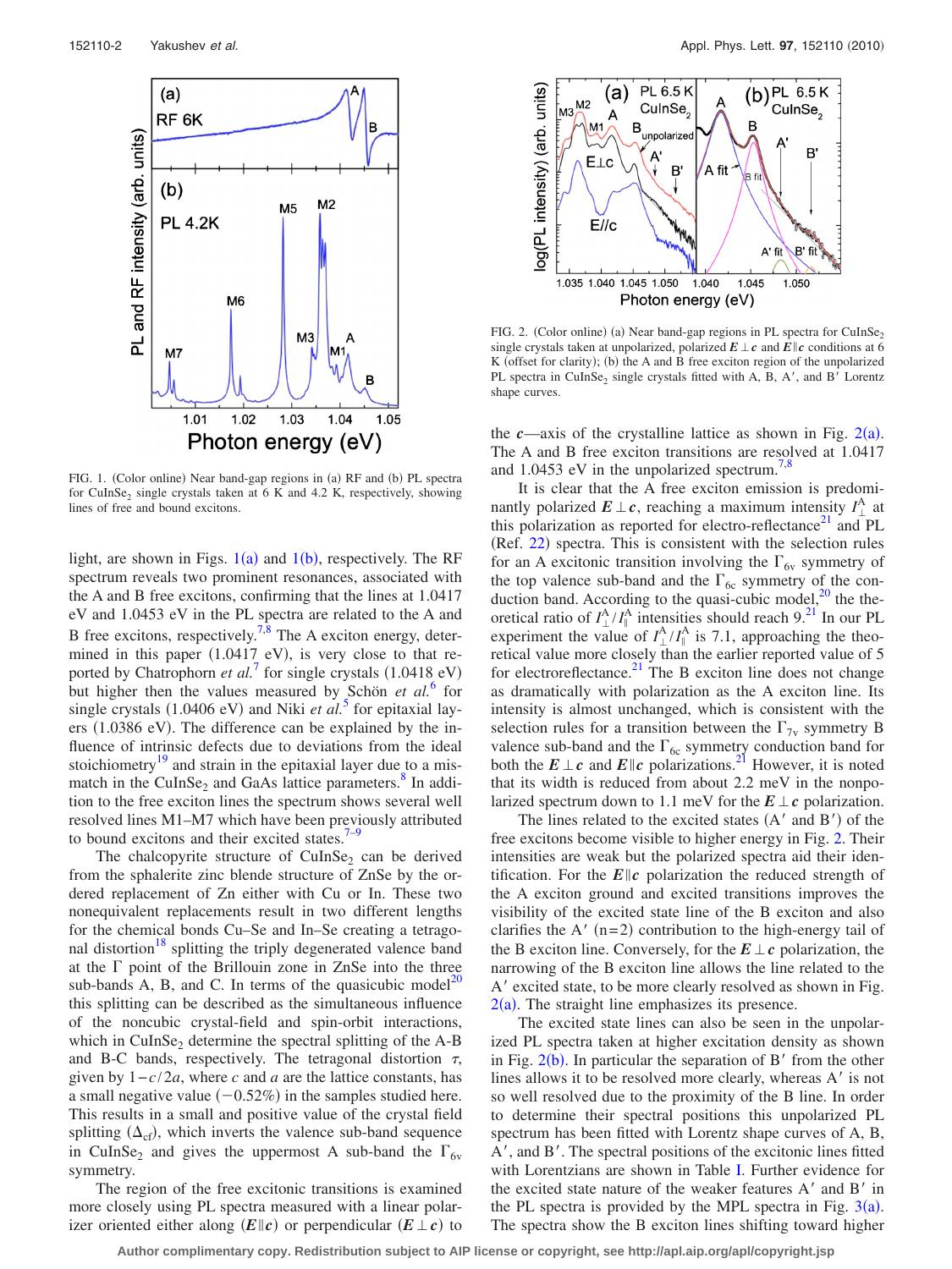FIG. 1. (Color online) Near band-gap regions in (a) RF and (b) PL spectra for $CuInSe_2$ single crystals taken at 6 K and 4.2 K, respectively, showing lines of free and bound excitons.

FIG. 2. (Color online) (a) Near band-gap regions in PL spectra for $CuInSe_2$ single crystals taken at unpolarized, polarized $\boldsymbol{E} \perp \boldsymbol{c}$ and $\boldsymbol{E} \| \boldsymbol{c}$ conditions at 6 K (offset for clarity); (b) the A and B free exciton region of the unpolarized PL spectra in $CuInSe_2$ single crystals fitted with A, B, A′, and B′ Lorentz shape curves.

light, are shown in Figs. 1(a) and 1(b), respectively. The RF spectrum reveals two prominent resonances, associated with the A and B free excitons, confirming that the lines at 1.0417 eV and 1.0453 eV in the PL spectra are related to the A and B free excitons, respectively.[7,8] The A exciton energy, determined in this paper (1.0417 eV), is very close to that reported by Chatrophorn *et al.*[7] for single crystals (1.0418 eV) but higher then the values measured by Schön *et al.*[6] for single crystals (1.0406 eV) and Niki *et al.*[5] for epitaxial layers (1.0386 eV). The difference can be explained by the influence of intrinsic defects due to deviations from the ideal stoichiometry[19] and strain in the epitaxial layer due to a mismatch in the $CuInSe_2$ and GaAs lattice parameters.[8] In addition to the free exciton lines the spectrum shows several well resolved lines M1–M7 which have been previously attributed to bound excitons and their excited states.[7–9]

The chalcopyrite structure of $CuInSe_2$ can be derived from the sphalerite zinc blende structure of ZnSe by the ordered replacement of Zn with either Cu or In. These two nonequivalent replacements result in two different lengths for the chemical bonds Cu–Se and In–Se creating a tetragonal distortion[18] splitting the triply degenerated valence band at the Γ point of the Brillouin zone in ZnSe into the three sub-bands A, B, and C. In terms of the quasicubic model[20] this splitting can be described as the simultaneous influence of the noncubic crystal-field and spin-orbit interactions, which in $CuInSe_2$ determine the spectral splitting of the A-B and B-C bands, respectively. The tetragonal distortion $\tau$, given by $1-c/2a$, where $c$ and $a$ are the lattice constants, has a small negative value $(-0.52\%)$ in the samples studied here. This results in a small and positive value of the crystal field splitting $(\Delta_{cf})$, which inverts the valence sub-band sequence in $CuInSe_2$ and gives the uppermost A sub-band the $\Gamma_{6v}$ symmetry.

The region of the free excitonic transitions is examined more closely using PL spectra measured with a linear polarizer oriented either along $(\boldsymbol{E} \| \boldsymbol{c})$ or perpendicular $(\boldsymbol{E} \perp \boldsymbol{c})$ to the $\boldsymbol{c}$—axis of the crystalline lattice as shown in Fig. 2(a). The A and B free exciton transitions are resolved at 1.0417 and 1.0453 eV in the unpolarized spectrum.[7,8]

It is clear that the A free exciton emission is predominantly polarized $\boldsymbol{E} \perp \boldsymbol{c}$, reaching a maximum intensity $I_{\perp}^{A}$ at this polarization as reported for electro-reflectance[21] and PL (Ref. 22) spectra. This is consistent with the selection rules for an A excitonic transition involving the $\Gamma_{6v}$ symmetry of the top valence sub-band and the $\Gamma_{6c}$ symmetry of the conduction band. According to the quasi-cubic model,[20] the theoretical ratio of $I_{\perp}^{A}/I_{\|}^{A}$ intensities should reach 9.[21] In our PL experiment the value of $I_{\perp}^{A}/I_{\|}^{A}$ is 7.1, approaching the theoretical value more closely than the earlier reported value of 5 for electroreflectance.[21] The B exciton line does not change as dramatically with polarization as the A exciton line. Its intensity is almost unchanged, which is consistent with the selection rules for a transition between the $\Gamma_{7v}$ symmetry B valence sub-band and the $\Gamma_{6c}$ symmetry conduction band for both the $\boldsymbol{E} \perp \boldsymbol{c}$ and $\boldsymbol{E} \| \boldsymbol{c}$ polarizations.[21] However, it is noted that its width is reduced from about 2.2 meV in the nonpolarized spectrum down to 1.1 meV for the $\boldsymbol{E} \perp \boldsymbol{c}$ polarization.

The lines related to the excited states (A′ and B′) of the free excitons become visible to higher energy in Fig. 2. Their intensities are weak but the polarized spectra aid their identification. For the $\boldsymbol{E} \| \boldsymbol{c}$ polarization the reduced strength of the A exciton ground and excited transitions improves the visibility of the excited state line of the B exciton and also clarifies the A′ (n=2) contribution to the high-energy tail of the B exciton line. Conversely, for the $\boldsymbol{E} \perp \boldsymbol{c}$ polarization, the narrowing of the B exciton line allows the line related to the A′ excited state, to be more clearly resolved as shown in Fig. 2(a). The straight line emphasizes its presence.

The excited state lines can also be seen in the unpolarized PL spectra taken at higher excitation density as shown in Fig. 2(b). In particular the separation of B′ from the other lines allows it to be resolved more clearly, whereas A′ is not so well resolved due to the proximity of the B line. In order to determine their spectral positions this unpolarized PL spectrum has been fitted with Lorentz shape curves of A, B, A′, and B′. The spectral positions of the excitonic lines fitted with Lorentzians are shown in Table I. Further evidence for the excited state nature of the weaker features A′ and B′ in the PL spectra is provided by the MPL spectra in Fig. 3(a). The spectra show the B exciton lines shifting toward higher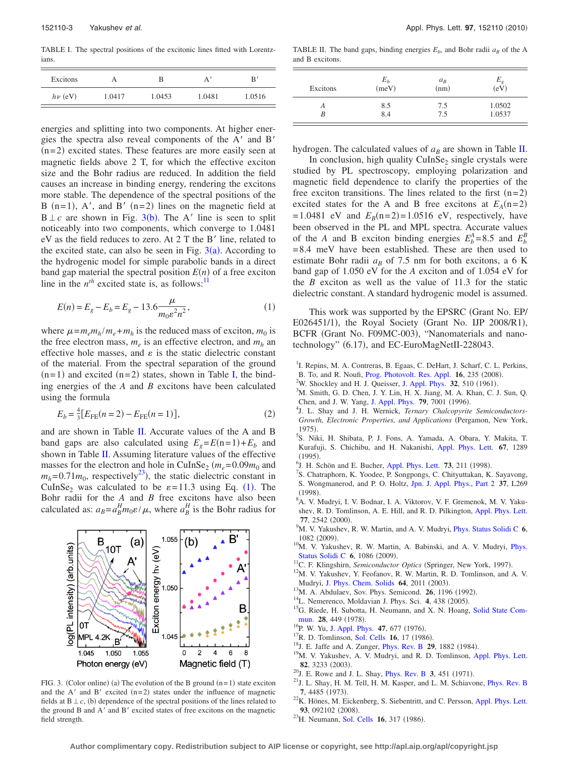TABLE I. The spectral positions of the excitonic lines fitted with Lorentzians.

| Excitons | A | B | A′ | B′ |
|---|---|---|---|---|
| $h\nu$ (eV) | 1.0417 | 1.0453 | 1.0481 | 1.0516 |

energies and splitting into two components. At higher energies the spectra also reveal components of the A′ and B′ (n=2) excited states. These features are more easily seen at magnetic fields above 2 T, for which the effective exciton size and the Bohr radius are reduced. In addition the field causes an increase in binding energy, rendering the excitons more stable. The dependence of the spectral positions of the B (n=1), A′, and B′ (n=2) lines on the magnetic field at $B \perp c$ are shown in Fig. 3(b). The A′ line is seen to split noticeably into two components, which converge to 1.0481 eV as the field reduces to zero. At 2 T the B′ line, related to the excited state, can also be seen in Fig. 3(a). According to the hydrogenic model for simple parabolic bands in a direct band gap material the spectral position $E(n)$ of a free exciton line in the $n^{th}$ excited state is, as follows:[11]

$$E(n) = E_g - E_b = E_g - 13.6\frac{\mu}{m_0 \varepsilon^2 n^2}, \quad (1)$$

where $\mu = m_e m_h / m_e + m_h$ is the reduced mass of exciton, $m_0$ is the free electron mass, $m_e$ is an effective electron, and $m_h$ an effective hole masses, and $\varepsilon$ is the static dielectric constant of the material. From the spectral separation of the ground (n=1) and excited (n=2) states, shown in Table I, the binding energies of the A and B excitons have been calculated using the formula

$$E_b = \tfrac{4}{3}[E_{\mathrm{FE}}(n=2) - E_{\mathrm{FE}}(n=1)], \quad (2)$$

and are shown in Table II. Accurate values of the A and B band gaps are also calculated using $E_g = E(n=1) + E_b$ and shown in Table II. Assuming literature values of the effective masses for the electron and hole in $CuInSe_2$ ($m_e = 0.09m_0$ and $m_h = 0.71m_0$, respectively[23]), the static dielectric constant in $CuInSe_2$ was calculated to be $\varepsilon = 11.3$ using Eq. (1). The Bohr radii for $A$ and $B$ free excitons have also been calculated as: $a_B = a_B^H m_0 \varepsilon / \mu$, where $a_B^H$ is the Bohr radius for hydrogen. The calculated values of $a_B$ are shown in Table II.

TABLE II. The band gaps, binding energies $E_b$, and Bohr radii $a_B$ of the A and B excitons.

| Excitons | $E_b$ (meV) | $a_B$ (nm) | $E_g$ (eV) |
|---|---|---|---|
| $A$ | 8.5 | 7.5 | 1.0502 |
| $B$ | 8.4 | 7.5 | 1.0537 |

In conclusion, high quality $CuInSe_2$ single crystals were studied by PL spectroscopy, employing polarization and magnetic field dependence to clarify the properties of the free exciton transitions. The lines related to the first (n=2) excited states for the A and B free excitons at $E_A(n=2) = 1.0481$ eV and $E_B(n=2) = 1.0516$ eV, respectively, have been observed in the PL and MPL spectra. Accurate values of the $A$ and $B$ exciton binding energies $E_b^A = 8.5$ and $E_b^B = 8.4$ meV have been established. These are then used to estimate Bohr radii $a_B$ of 7.5 nm for both excitons, a 6 K band gap of 1.050 eV for the $A$ exciton and of 1.054 eV for the $B$ exciton as well as the value of 11.3 for the static dielectric constant. A standard hydrogenic model is assumed.

This work was supported by the EPSRC (Grant No. EP/E026451/1), the Royal Society (Grant No. IJP 2008/R1), BCFR (Grant No. F09MC-003), "Nanomaterials and nanotechnology" (6.17), and EC-EuroMagNetII-228043.

log(PL intensity) (arb.units)
B
10T
(a)
A′
0T
MPL 4.2K
B′
1.045 1.050 1.055
Photon energy (eV)

Exciton energy hν (eV)
1.055
1.050
1.045
(b)
B′
A′
B
0 2 4 6 8
Magnetic field (T)

FIG. 3. (Color online) (a) The evolution of the B ground (n=1) state exciton and the A′ and B′ excited (n=2) states under the influence of magnetic fields at $B \perp c$, (b) dependence of the spectral positions of the lines related to the ground B and A′ and B′ excited states of free excitons on the magnetic field strength.

[1] I. Repins, M. A. Contreras, B. Egaas, C. DeHart, J. Scharf, C. L. Perkins, B. To, and R. Noufi, Prog. Photovolt. Res. Appl. **16**, 235 (2008).
[2] W. Shockley and H. J. Queisser, J. Appl. Phys. **32**, 510 (1961).
[3] M. Smith, G. D. Chen, J. Y. Lin, H. X. Jiang, M. A. Khan, C. J. Sun, Q. Chen, and J. W. Yang, J. Appl. Phys. **79**, 7001 (1996).
[4] J. L. Shay and J. H. Wernick, *Ternary Chalcopyrite Semiconductors-Growth, Electronic Properties, and Applications* (Pergamon, New York, 1975).
[5] S. Niki, H. Shibata, P. J. Fons, A. Yamada, A. Obara, Y. Makita, T. Kurafuji, S. Chichibu, and H. Nakanishi, Appl. Phys. Lett. **67**, 1289 (1995).
[6] J. H. Schön and E. Bucher, Appl. Phys. Lett. **73**, 211 (1998).
[7] S. Chatraphorn, K. Yoodee, P. Songpongs, C. Chityuttakan, K. Sayavong, S. Wongmanerod, and P. O. Holtz, Jpn. J. Appl. Phys., Part 2 **37**, L269 (1998).
[8] A. V. Mudryi, I. V. Bodnar, I. A. Viktorov, V. F. Gremenok, M. V. Yakushev, R. D. Tomlinson, A. E. Hill, and R. D. Pilkington, Appl. Phys. Lett. **77**, 2542 (2000).
[9] M. V. Yakushev, R. W. Martin, and A. V. Mudryi, Phys. Status Solidi C **6**, 1082 (2009).
[10] M. V. Yakushev, R. W. Martin, A. Babinski, and A. V. Mudryi, Phys. Status Solidi C **6**, 1086 (2009).
[11] C. F. Klingshirn, *Semiconductor Optics* (Springer, New York, 1997).
[12] M. V. Yakushev, Y. Feofanov, R. W. Martin, R. D. Tomlinson, and A. V. Mudryi, J. Phys. Chem. Solids **64**, 2011 (2003).
[13] M. A. Abdulaev, Sov. Phys. Semicond. **26**, 1196 (1992).
[14] L. Nemerenco, Moldavian J. Phys. Sci. **4**, 438 (2005).
[15] G. Riede, H. Subotta, H. Neumann, and X. N. Hoang, Solid State Commun. **28**, 449 (1978).
[16] P. W. Yu, J. Appl. Phys. **47**, 677 (1976).
[17] R. D. Tomlinson, Sol. Cells **16**, 17 (1986).
[18] J. E. Jaffe and A. Zunger, Phys. Rev. B **29**, 1882 (1984).
[19] M. V. Yakushev, A. V. Mudryi, and R. D. Tomlinson, Appl. Phys. Lett. **82**, 3233 (2003).
[20] J. E. Rowe and J. L. Shay, Phys. Rev. B **3**, 451 (1971).
[21] J. L. Shay, H. M. Tell, H. M. Kasper, and L. M. Schiavone, Phys. Rev. B **7**, 4485 (1973).
[22] K. Hönes, M. Eickenberg, S. Siebentritt, and C. Persson, Appl. Phys. Lett. **93**, 092102 (2008).
[23] H. Neumann, Sol. Cells **16**, 317 (1986).